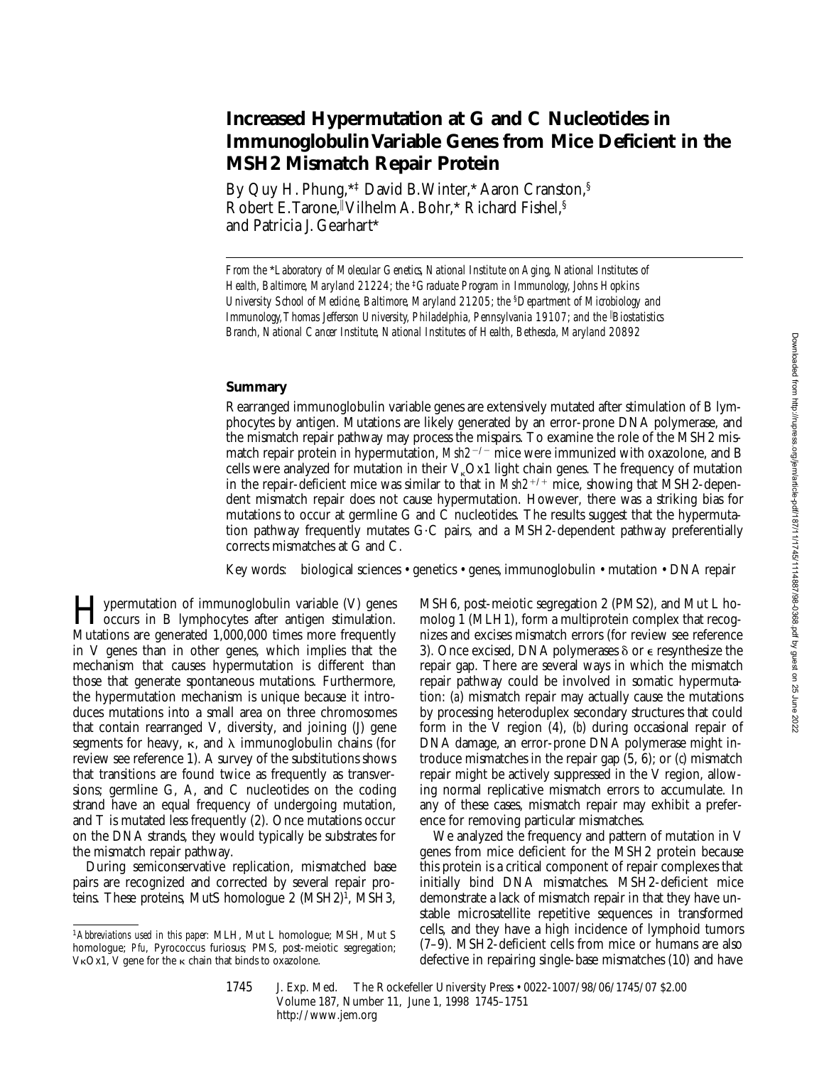# Increased Hypermutation at G and C Nucleotides in Immunoglobulin Variable Genes from Mice Deficient in the MSH2 Mismatch Repair Protein

By Quy H. Phung,*‡ David B. Winter,* Aaron Cranston,§ Robert E. Tarone,‖ Vilhelm A. Bohr,* Richard Fishel,§ and Patricia J. Gearhart*

*From the \*Laboratory of Molecular Genetics, National Institute on Aging, National Institutes of Health, Baltimore, Maryland 21224; the ‡Graduate Program in Immunology, Johns Hopkins University School of Medicine, Baltimore, Maryland 21205; the §Department of Microbiology and Immunology, Thomas Jefferson University, Philadelphia, Pennsylvania 19107; and the ‖Biostatistics Branch, National Cancer Institute, National Institutes of Health, Bethesda, Maryland 20892*

## Summary

Rearranged immunoglobulin variable genes are extensively mutated after stimulation of B lymphocytes by antigen. Mutations are likely generated by an error-prone DNA polymerase, and the mismatch repair pathway may process the mispairs. To examine the role of the MSH2 mismatch repair protein in hypermutation, *Msh2*$^{-/-}$ mice were immunized with oxazolone, and B cells were analyzed for mutation in their $V_\kappa$Ox1 light chain genes. The frequency of mutation in the repair-deficient mice was similar to that in *Msh2*$^{+/+}$ mice, showing that MSH2-dependent mismatch repair does not cause hypermutation. However, there was a striking bias for mutations to occur at germline G and C nucleotides. The results suggest that the hypermutation pathway frequently mutates G·C pairs, and a MSH2-dependent pathway preferentially corrects mismatches at G and C.

Key words: biological sciences • genetics • genes, immunoglobulin • mutation • DNA repair

Hypermutation of immunoglobulin variable (V) genes occurs in B lymphocytes after antigen stimulation. Mutations are generated 1,000,000 times more frequently in V genes than in other genes, which implies that the mechanism that causes hypermutation is different than those that generate spontaneous mutations. Furthermore, the hypermutation mechanism is unique because it introduces mutations into a small area on three chromosomes that contain rearranged V, diversity, and joining (J) gene segments for heavy, κ, and λ immunoglobulin chains (for review see reference 1). A survey of the substitutions shows that transitions are found twice as frequently as transversions; germline G, A, and C nucleotides on the coding strand have an equal frequency of undergoing mutation, and T is mutated less frequently (2). Once mutations occur on the DNA strands, they would typically be substrates for the mismatch repair pathway.

During semiconservative replication, mismatched base pairs are recognized and corrected by several repair proteins. These proteins, MutS homologue 2 (MSH2)[1], MSH3, MSH6, post-meiotic segregation 2 (PMS2), and Mut L homolog 1 (MLH1), form a multiprotein complex that recognizes and excises mismatch errors (for review see reference 3). Once excised, DNA polymerases δ or ϵ resynthesize the repair gap. There are several ways in which the mismatch repair pathway could be involved in somatic hypermutation: (*a*) mismatch repair may actually cause the mutations by processing heteroduplex secondary structures that could form in the V region (4), (*b*) during occasional repair of DNA damage, an error-prone DNA polymerase might introduce mismatches in the repair gap (5, 6); or (*c*) mismatch repair might be actively suppressed in the V region, allowing normal replicative mismatch errors to accumulate. In any of these cases, mismatch repair may exhibit a preference for removing particular mismatches.

We analyzed the frequency and pattern of mutation in V genes from mice deficient for the MSH2 protein because this protein is a critical component of repair complexes that initially bind DNA mismatches. MSH2-deficient mice demonstrate a lack of mismatch repair in that they have unstable microsatellite repetitive sequences in transformed cells, and they have a high incidence of lymphoid tumors (7–9). MSH2-deficient cells from mice or humans are also defective in repairing single-base mismatches (10) and have

[1]*Abbreviations used in this paper:* MLH, Mut L homologue; MSH, Mut S homologue; *Pfu*, Pyrococcus furiosus; PMS, post-meiotic segregation; VκOx1, V gene for the κ chain that binds to oxazolone.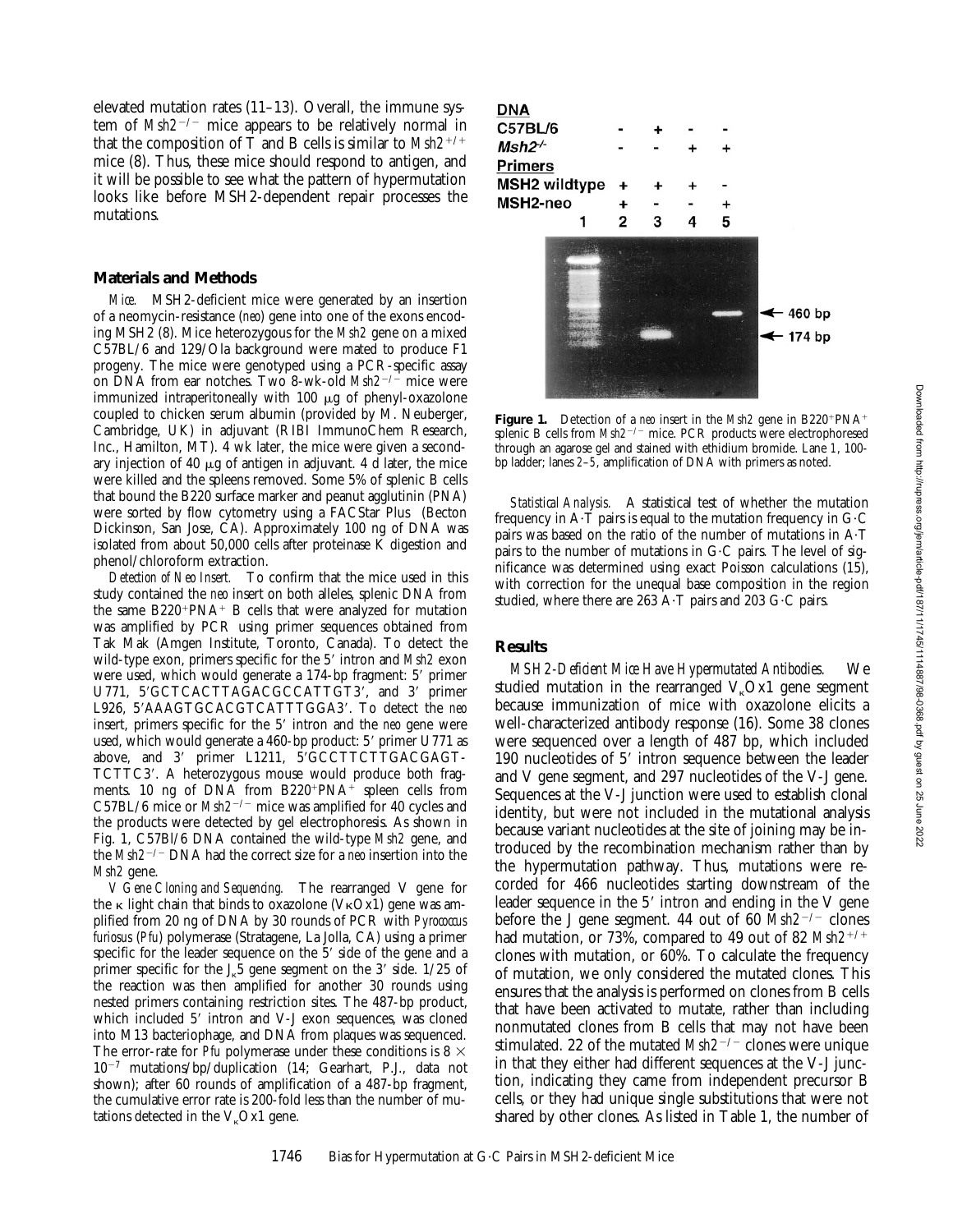elevated mutation rates (11–13). Overall, the immune system of $Msh2^{-/-}$ mice appears to be relatively normal in that the composition of T and B cells is similar to $Msh2^{+/+}$ mice (8). Thus, these mice should respond to antigen, and it will be possible to see what the pattern of hypermutation looks like before MSH2-dependent repair processes the mutations.

## Materials and Methods

*Mice.* MSH2-deficient mice were generated by an insertion of a neomycin-resistance (*neo*) gene into one of the exons encoding MSH2 (8). Mice heterozygous for the *Msh2* gene on a mixed C57BL/6 and 129/Ola background were mated to produce F1 progeny. The mice were genotyped using a PCR-specific assay on DNA from ear notches. Two 8-wk-old $Msh2^{-/-}$ mice were immunized intraperitoneally with 100 μg of phenyl-oxazolone coupled to chicken serum albumin (provided by M. Neuberger, Cambridge, UK) in adjuvant (RIBI ImmunoChem Research, Inc., Hamilton, MT). 4 wk later, the mice were given a secondary injection of 40 μg of antigen in adjuvant. 4 d later, the mice were killed and the spleens removed. Some 5% of splenic B cells that bound the B220 surface marker and peanut agglutinin (PNA) were sorted by flow cytometry using a FACStar Plus (Becton Dickinson, San Jose, CA). Approximately 100 ng of DNA was isolated from about 50,000 cells after proteinase K digestion and phenol/chloroform extraction.

*Detection of Neo Insert.* To confirm that the mice used in this study contained the *neo* insert on both alleles, splenic DNA from the same $B220^+PNA^+$ B cells that were analyzed for mutation was amplified by PCR using primer sequences obtained from Tak Mak (Amgen Institute, Toronto, Canada). To detect the wild-type exon, primers specific for the 5′ intron and *Msh2* exon were used, which would generate a 174-bp fragment: 5′ primer U771, 5′GCTCACTTAGACGCCATTGT3′, and 3′ primer L926, 5′AAAGTGCACGTCATTTGGA3′. To detect the *neo* insert, primers specific for the 5′ intron and the *neo* gene were used, which would generate a 460-bp product: 5′ primer U771 as above, and 3′ primer L1211, 5′GCCTTCTTGACGAGTTCTTC3′. A heterozygous mouse would produce both fragments. 10 ng of DNA from $B220^+PNA^+$ spleen cells from C57BL/6 mice or $Msh2^{-/-}$ mice was amplified for 40 cycles and the products were detected by gel electrophoresis. As shown in Fig. 1, C57Bl/6 DNA contained the wild-type *Msh2* gene, and the $Msh2^{-/-}$ DNA had the correct size for a *neo* insertion into the *Msh2* gene.

*V Gene Cloning and Sequencing.* The rearranged V gene for the κ light chain that binds to oxazolone (VκOx1) gene was amplified from 20 ng of DNA by 30 rounds of PCR with *Pyrococcus furiosus* (*Pfu*) polymerase (Stratagene, La Jolla, CA) using a primer specific for the leader sequence on the 5′ side of the gene and a primer specific for the $J_\kappa5$ gene segment on the 3′ side. 1/25 of the reaction was then amplified for another 30 rounds using nested primers containing restriction sites. The 487-bp product, which included 5′ intron and V-J exon sequences, was cloned into M13 bacteriophage, and DNA from plaques was sequenced. The error-rate for *Pfu* polymerase under these conditions is $8 \times 10^{-7}$ mutations/bp/duplication (14; Gearhart, P.J., data not shown); after 60 rounds of amplification of a 487-bp fragment, the cumulative error rate is 200-fold less than the number of mutations detected in the $V_\kappa$Ox1 gene.

| DNA | | | | |
|---|---|---|---|---|
| C57BL/6 | - | + | - | - |
| $Msh2^{-/-}$ | - | - | + | + |
| **Primers** | | | | |
| MSH2 wildtype | + | + | + | - |
| MSH2-neo | + | - | - | + |
| 1 | 2 | 3 | 4 | 5 |

← 460 bp
← 174 bp

**Figure 1.** Detection of a *neo* insert in the *Msh2* gene in $B220^+PNA^+$ splenic B cells from $Msh2^{-/-}$ mice. PCR products were electrophoresed through an agarose gel and stained with ethidium bromide. Lane 1, 100-bp ladder; lanes 2–5, amplification of DNA with primers as noted.

*Statistical Analysis.* A statistical test of whether the mutation frequency in A·T pairs is equal to the mutation frequency in G·C pairs was based on the ratio of the number of mutations in A·T pairs to the number of mutations in G·C pairs. The level of significance was determined using exact Poisson calculations (15), with correction for the unequal base composition in the region studied, where there are 263 A·T pairs and 203 G·C pairs.

## Results

*MSH2-Deficient Mice Have Hypermutated Antibodies.* We studied mutation in the rearranged $V_\kappa$Ox1 gene segment because immunization of mice with oxazolone elicits a well-characterized antibody response (16). Some 38 clones were sequenced over a length of 487 bp, which included 190 nucleotides of 5′ intron sequence between the leader and V gene segment, and 297 nucleotides of the V-J gene. Sequences at the V-J junction were used to establish clonal identity, but were not included in the mutational analysis because variant nucleotides at the site of joining may be introduced by the recombination mechanism rather than by the hypermutation pathway. Thus, mutations were recorded for 466 nucleotides starting downstream of the leader sequence in the 5′ intron and ending in the V gene before the J gene segment. 44 out of 60 $Msh2^{-/-}$ clones had mutation, or 73%, compared to 49 out of 82 $Msh2^{+/+}$ clones with mutation, or 60%. To calculate the frequency of mutation, we only considered the mutated clones. This ensures that the analysis is performed on clones from B cells that have been activated to mutate, rather than including nonmutated clones from B cells that may not have been stimulated. 22 of the mutated $Msh2^{-/-}$ clones were unique in that they either had different sequences at the V-J junction, indicating they came from independent precursor B cells, or they had unique single substitutions that were not shared by other clones. As listed in Table 1, the number of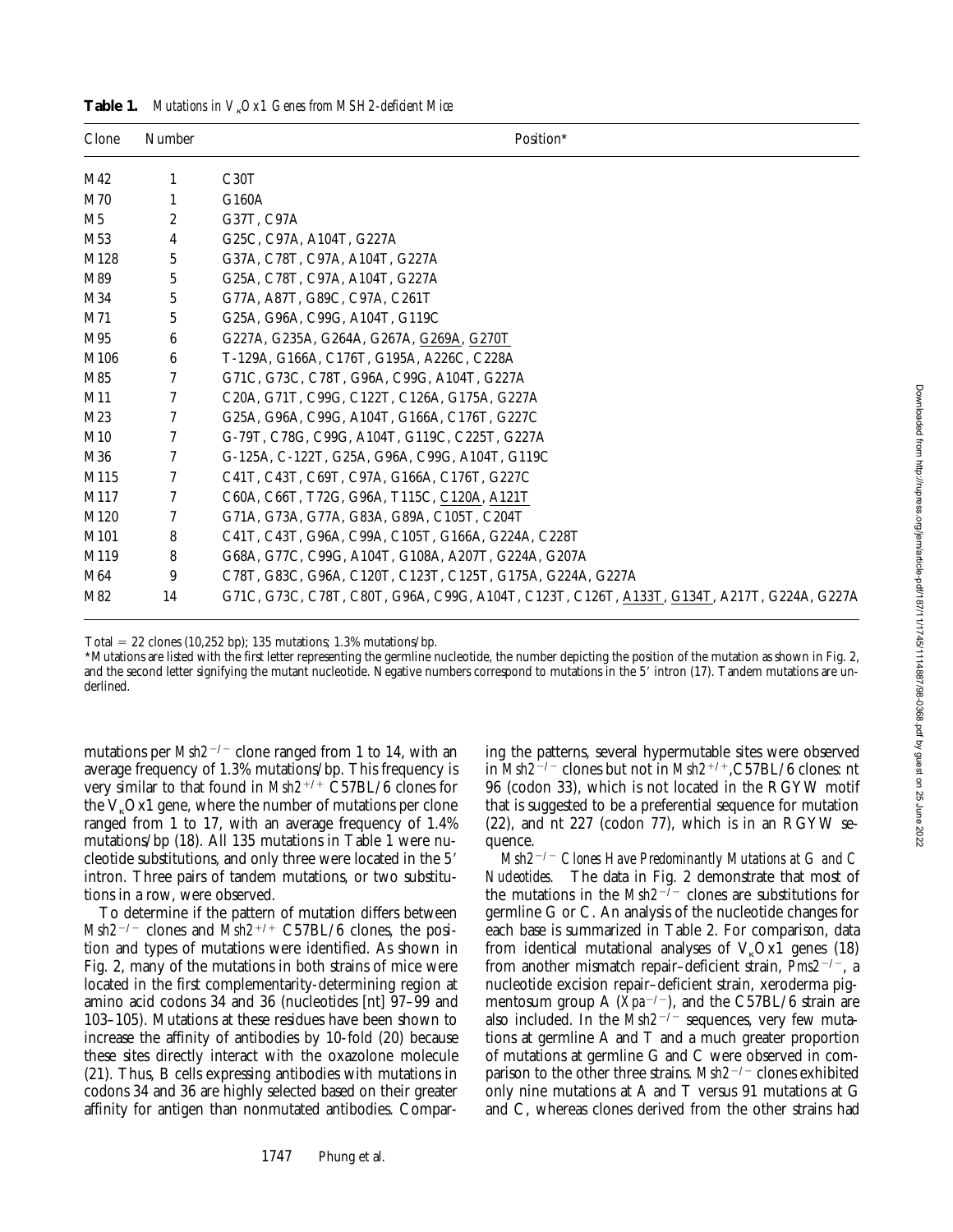**Table 1.** *Mutations in $V_\kappa$Ox1 Genes from MSH2-deficient Mice*

| Clone | Number | Position* |
|---|---|---|
| M42 | 1 | C30T |
| M70 | 1 | G160A |
| M5 | 2 | G37T, C97A |
| M53 | 4 | G25C, C97A, A104T, G227A |
| M128 | 5 | G37A, C78T, C97A, A104T, G227A |
| M89 | 5 | G25A, C78T, C97A, A104T, G227A |
| M34 | 5 | G77A, A87T, G89C, C97A, C261T |
| M71 | 5 | G25A, G96A, C99G, A104T, G119C |
| M95 | 6 | G227A, G235A, G264A, G267A, <u>G269A</u>, <u>G270T</u> |
| M106 | 6 | T-129A, G166A, C176T, G195A, A226C, C228A |
| M85 | 7 | G71C, G73C, C78T, G96A, C99G, A104T, G227A |
| M11 | 7 | C20A, G71T, C99G, C122T, C126A, G175A, G227A |
| M23 | 7 | G25A, G96A, C99G, A104T, G166A, C176T, G227C |
| M10 | 7 | G-79T, C78G, C99G, A104T, G119C, C225T, G227A |
| M36 | 7 | G-125A, C-122T, G25A, G96A, C99G, A104T, G119C |
| M115 | 7 | C41T, C43T, C69T, C97A, G166A, C176T, G227C |
| M117 | 7 | C60A, C66T, T72G, G96A, T115C, <u>C120A</u>, <u>A121T</u> |
| M120 | 7 | G71A, G73A, G77A, G83A, G89A, C105T, C204T |
| M101 | 8 | C41T, C43T, G96A, C99A, C105T, G166A, G224A, C228T |
| M119 | 8 | G68A, G77C, C99G, A104T, G108A, A207T, G224A, G207A |
| M64 | 9 | C78T, G83C, G96A, C120T, C123T, C125T, G175A, G224A, G227A |
| M82 | 14 | G71C, G73C, C78T, C80T, G96A, C99G, A104T, C123T, C126T, <u>A133T</u>, <u>G134T</u>, A217T, G224A, G227A |

Total = 22 clones (10,252 bp); 135 mutations; 1.3% mutations/bp.

*Mutations are listed with the first letter representing the germline nucleotide, the number depicting the position of the mutation as shown in Fig. 2, and the second letter signifying the mutant nucleotide. Negative numbers correspond to mutations in the 5′ intron (17). Tandem mutations are underlined.

mutations per $Msh2^{-/-}$ clone ranged from 1 to 14, with an average frequency of 1.3% mutations/bp. This frequency is very similar to that found in $Msh2^{+/+}$ C57BL/6 clones for the $V_\kappa$Ox1 gene, where the number of mutations per clone ranged from 1 to 17, with an average frequency of 1.4% mutations/bp (18). All 135 mutations in Table 1 were nucleotide substitutions, and only three were located in the 5′ intron. Three pairs of tandem mutations, or two substitutions in a row, were observed.

To determine if the pattern of mutation differs between $Msh2^{-/-}$ clones and $Msh2^{+/+}$ C57BL/6 clones, the position and types of mutations were identified. As shown in Fig. 2, many of the mutations in both strains of mice were located in the first complementarity-determining region at amino acid codons 34 and 36 (nucleotides [nt] 97–99 and 103–105). Mutations at these residues have been shown to increase the affinity of antibodies by 10-fold (20) because these sites directly interact with the oxazolone molecule (21). Thus, B cells expressing antibodies with mutations in codons 34 and 36 are highly selected based on their greater affinity for antigen than nonmutated antibodies. Comparing the patterns, several hypermutable sites were observed in $Msh2^{-/-}$ clones but not in $Msh2^{+/+}$,C57BL/6 clones: nt 96 (codon 33), which is not located in the RGYW motif that is suggested to be a preferential sequence for mutation (22), and nt 227 (codon 77), which is in an RGYW sequence.

*$Msh2^{-/-}$ Clones Have Predominantly Mutations at G and C Nucleotides.* The data in Fig. 2 demonstrate that most of the mutations in the $Msh2^{-/-}$ clones are substitutions for germline G or C. An analysis of the nucleotide changes for each base is summarized in Table 2. For comparison, data from identical mutational analyses of $V_\kappa$Ox1 genes (18) from another mismatch repair–deficient strain, $Pms2^{-/-}$, a nucleotide excision repair–deficient strain, xeroderma pigmentosum group A ($Xpa^{-/-}$), and the C57BL/6 strain are also included. In the $Msh2^{-/-}$ sequences, very few mutations at germline A and T and a much greater proportion of mutations at germline G and C were observed in comparison to the other three strains. $Msh2^{-/-}$ clones exhibited only nine mutations at A and T versus 91 mutations at G and C, whereas clones derived from the other strains had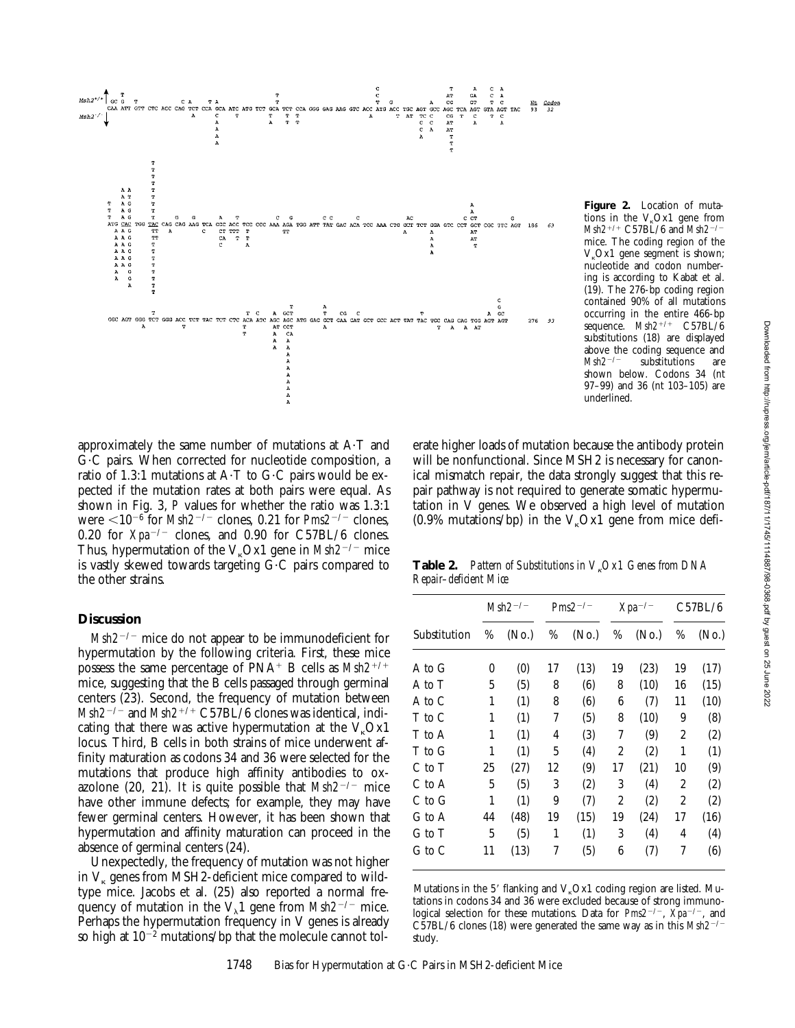**Figure 2.** Location of mutations in the $V_\kappa Ox1$ gene from $Msh2^{+/+}$ C57BL/6 and $Msh2^{-/-}$ mice. The coding region of the $V_\kappa Ox1$ gene segment is shown; nucleotide and codon numbering is according to Kabat et al. (19). The 276-bp coding region contained 90% of all mutations occurring in the entire 466-bp sequence. $Msh2^{+/+}$ C57BL/6 substitutions (18) are displayed above the coding sequence and $Msh2^{-/-}$ substitutions are shown below. Codons 34 (nt 97–99) and 36 (nt 103–105) are underlined.

approximately the same number of mutations at A·T and G·C pairs. When corrected for nucleotide composition, a ratio of 1.3:1 mutations at A·T to G·C pairs would be expected if the mutation rates at both pairs were equal. As shown in Fig. 3, *P* values for whether the ratio was 1.3:1 were $<10^{-6}$ for $Msh2^{-/-}$ clones, 0.21 for $Pms2^{-/-}$ clones, 0.20 for $Xpa^{-/-}$ clones, and 0.90 for C57BL/6 clones. Thus, hypermutation of the $V_\kappa Ox1$ gene in $Msh2^{-/-}$ mice is vastly skewed towards targeting G·C pairs compared to the other strains.

## Discussion

$Msh2^{-/-}$ mice do not appear to be immunodeficient for hypermutation by the following criteria. First, these mice possess the same percentage of $PNA^+$ B cells as $Msh2^{+/+}$ mice, suggesting that the B cells passaged through germinal centers (23). Second, the frequency of mutation between $Msh2^{-/-}$ and $Msh2^{+/+}$ C57BL/6 clones was identical, indicating that there was active hypermutation at the $V_\kappa Ox1$ locus. Third, B cells in both strains of mice underwent affinity maturation as codons 34 and 36 were selected for the mutations that produce high affinity antibodies to oxazolone (20, 21). It is quite possible that $Msh2^{-/-}$ mice have other immune defects; for example, they may have fewer germinal centers. However, it has been shown that hypermutation and affinity maturation can proceed in the absence of germinal centers (24).

Unexpectedly, the frequency of mutation was not higher in $V_\kappa$ genes from MSH2-deficient mice compared to wild-type mice. Jacobs et al. (25) also reported a normal frequency of mutation in the $V_\lambda 1$ gene from $Msh2^{-/-}$ mice. Perhaps the hypermutation frequency in V genes is already so high at $10^{-2}$ mutations/bp that the molecule cannot tolerate higher loads of mutation because the antibody protein will be nonfunctional. Since MSH2 is necessary for canonical mismatch repair, the data strongly suggest that this repair pathway is not required to generate somatic hypermutation in V genes. We observed a high level of mutation (0.9% mutations/bp) in the $V_\kappa Ox1$ gene from mice defi-

**Table 2.** *Pattern of Substitutions in $V_\kappa Ox1$ Genes from DNA Repair–deficient Mice*

| Substitution | $Msh2^{-/-}$ % | (No.) | $Pms2^{-/-}$ % | (No.) | $Xpa^{-/-}$ % | (No.) | C57BL/6 % | (No.) |
|---|---|---|---|---|---|---|---|---|
| A to G | 0 | (0) | 17 | (13) | 19 | (23) | 19 | (17) |
| A to T | 5 | (5) | 8 | (6) | 8 | (10) | 16 | (15) |
| A to C | 1 | (1) | 8 | (6) | 6 | (7) | 11 | (10) |
| T to C | 1 | (1) | 7 | (5) | 8 | (10) | 9 | (8) |
| T to A | 1 | (1) | 4 | (3) | 7 | (9) | 2 | (2) |
| T to G | 1 | (1) | 5 | (4) | 2 | (2) | 1 | (1) |
| C to T | 25 | (27) | 12 | (9) | 17 | (21) | 10 | (9) |
| C to A | 5 | (5) | 3 | (2) | 3 | (4) | 2 | (2) |
| C to G | 1 | (1) | 9 | (7) | 2 | (2) | 2 | (2) |
| G to A | 44 | (48) | 19 | (15) | 19 | (24) | 17 | (16) |
| G to T | 5 | (5) | 1 | (1) | 3 | (4) | 4 | (4) |
| G to C | 11 | (13) | 7 | (5) | 6 | (7) | 7 | (6) |

Mutations in the 5′ flanking and $V_\kappa Ox1$ coding region are listed. Mutations in codons 34 and 36 were excluded because of strong immunological selection for these mutations. Data for $Pms2^{-/-}$, $Xpa^{-/-}$, and C57BL/6 clones (18) were generated the same way as in this $Msh2^{-/-}$ study.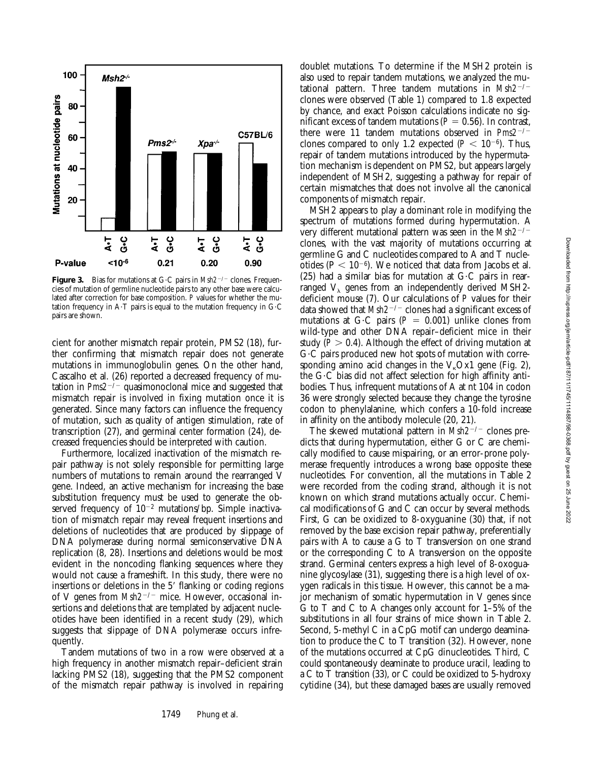**Figure 3.** Bias for mutations at G·C pairs in *Msh2*$^{-/-}$ clones. Frequencies of mutation of germline nucleotide pairs to any other base were calculated after correction for base composition. *P* values for whether the mutation frequency in A·T pairs is equal to the mutation frequency in G·C pairs are shown.

cient for another mismatch repair protein, PMS2 (18), further confirming that mismatch repair does not generate mutations in immunoglobulin genes. On the other hand, Cascalho et al. (26) reported a decreased frequency of mutation in *Pms2*$^{-/-}$ quasimonoclonal mice and suggested that mismatch repair is involved in fixing mutation once it is generated. Since many factors can influence the frequency of mutation, such as quality of antigen stimulation, rate of transcription (27), and germinal center formation (24), decreased frequencies should be interpreted with caution.

Furthermore, localized inactivation of the mismatch repair pathway is not solely responsible for permitting large numbers of mutations to remain around the rearranged V gene. Indeed, an active mechanism for increasing the base substitution frequency must be used to generate the observed frequency of $10^{-2}$ mutations/bp. Simple inactivation of mismatch repair may reveal frequent insertions and deletions of nucleotides that are produced by slippage of DNA polymerase during normal semiconservative DNA replication (8, 28). Insertions and deletions would be most evident in the noncoding flanking sequences where they would not cause a frameshift. In this study, there were no insertions or deletions in the 5′ flanking or coding regions of V genes from *Msh2*$^{-/-}$ mice. However, occasional insertions and deletions that are templated by adjacent nucleotides have been identified in a recent study (29), which suggests that slippage of DNA polymerase occurs infrequently.

Tandem mutations of two in a row were observed at a high frequency in another mismatch repair–deficient strain lacking PMS2 (18), suggesting that the PMS2 component of the mismatch repair pathway is involved in repairing doublet mutations. To determine if the MSH2 protein is also used to repair tandem mutations, we analyzed the mutational pattern. Three tandem mutations in *Msh2*$^{-/-}$ clones were observed (Table 1) compared to 1.8 expected by chance, and exact Poisson calculations indicate no significant excess of tandem mutations ($P = 0.56$). In contrast, there were 11 tandem mutations observed in *Pms2*$^{-/-}$ clones compared to only 1.2 expected ($P < 10^{-6}$). Thus, repair of tandem mutations introduced by the hypermutation mechanism is dependent on PMS2, but appears largely independent of MSH2, suggesting a pathway for repair of certain mismatches that does not involve all the canonical components of mismatch repair.

MSH2 appears to play a dominant role in modifying the spectrum of mutations formed during hypermutation. A very different mutational pattern was seen in the *Msh2*$^{-/-}$ clones, with the vast majority of mutations occurring at germline G and C nucleotides compared to A and T nucleotides ($P < 10^{-6}$). We noticed that data from Jacobs et al. (25) had a similar bias for mutation at G·C pairs in rearranged $V_\lambda$ genes from an independently derived MSH2-deficient mouse (7). Our calculations of *P* values for their data showed that *Msh2*$^{-/-}$ clones had a significant excess of mutations at G·C pairs ($P = 0.001$) unlike clones from wild-type and other DNA repair–deficient mice in their study ($P > 0.4$). Although the effect of driving mutation at G·C pairs produced new hot spots of mutation with corresponding amino acid changes in the $V_\kappa$Ox1 gene (Fig. 2), the G·C bias did not affect selection for high affinity antibodies. Thus, infrequent mutations of A at nt 104 in codon 36 were strongly selected because they change the tyrosine codon to phenylalanine, which confers a 10-fold increase in affinity on the antibody molecule (20, 21).

The skewed mutational pattern in *Msh2*$^{-/-}$ clones predicts that during hypermutation, either G or C are chemically modified to cause mispairing, or an error-prone polymerase frequently introduces a wrong base opposite these nucleotides. For convention, all the mutations in Table 2 were recorded from the coding strand, although it is not known on which strand mutations actually occur. Chemical modifications of G and C can occur by several methods. First, G can be oxidized to 8-oxyguanine (30) that, if not removed by the base excision repair pathway, preferentially pairs with A to cause a G to T transversion on one strand or the corresponding C to A transversion on the opposite strand. Germinal centers express a high level of 8-oxoguanine glycosylase (31), suggesting there is a high level of oxygen radicals in this tissue. However, this cannot be a major mechanism of somatic hypermutation in V genes since G to T and C to A changes only account for 1–5% of the substitutions in all four strains of mice shown in Table 2. Second, 5-methyl C in a CpG motif can undergo deamination to produce the C to T transition (32). However, none of the mutations occurred at CpG dinucleotides. Third, C could spontaneously deaminate to produce uracil, leading to a C to T transition (33), or C could be oxidized to 5-hydroxy cytidine (34), but these damaged bases are usually removed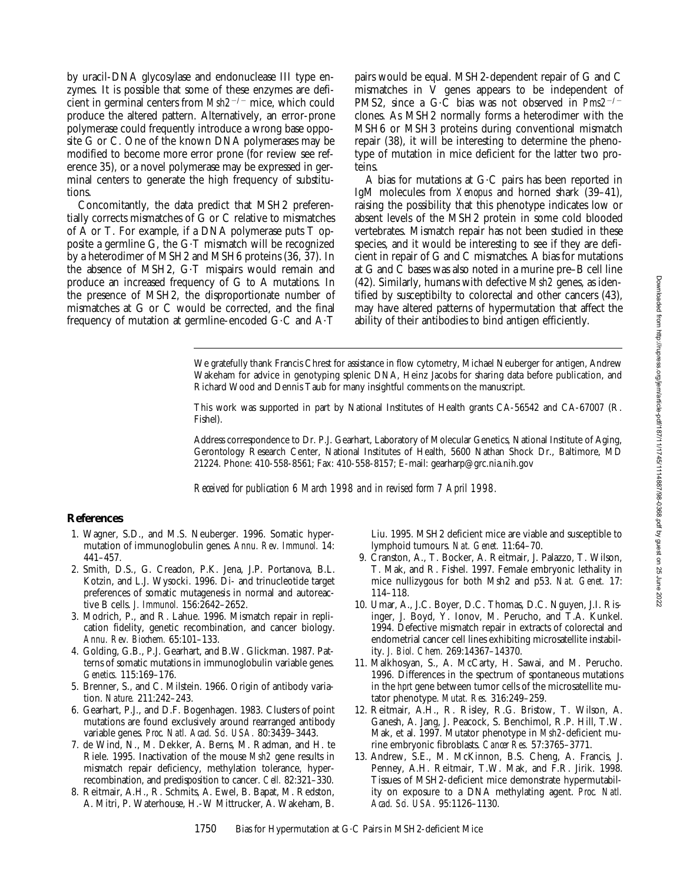by uracil-DNA glycosylase and endonuclease III type enzymes. It is possible that some of these enzymes are deficient in germinal centers from *Msh2*$^{-/-}$ mice, which could produce the altered pattern. Alternatively, an error-prone polymerase could frequently introduce a wrong base opposite G or C. One of the known DNA polymerases may be modified to become more error prone (for review see reference 35), or a novel polymerase may be expressed in germinal centers to generate the high frequency of substitutions.

Concomitantly, the data predict that MSH2 preferentially corrects mismatches of G or C relative to mismatches of A or T. For example, if a DNA polymerase puts T opposite a germline G, the G·T mismatch will be recognized by a heterodimer of MSH2 and MSH6 proteins (36, 37). In the absence of MSH2, G·T mispairs would remain and produce an increased frequency of G to A mutations. In the presence of MSH2, the disproportionate number of mismatches at G or C would be corrected, and the final frequency of mutation at germline-encoded G·C and A·T pairs would be equal. MSH2-dependent repair of G and C mismatches in V genes appears to be independent of PMS2, since a G·C bias was not observed in *Pms2*$^{-/-}$ clones. As MSH2 normally forms a heterodimer with the MSH6 or MSH3 proteins during conventional mismatch repair (38), it will be interesting to determine the phenotype of mutation in mice deficient for the latter two proteins.

A bias for mutations at G·C pairs has been reported in IgM molecules from *Xenopus* and horned shark (39–41), raising the possibility that this phenotype indicates low or absent levels of the MSH2 protein in some cold blooded vertebrates. Mismatch repair has not been studied in these species, and it would be interesting to see if they are deficient in repair of G and C mismatches. A bias for mutations at G and C bases was also noted in a murine pre–B cell line (42). Similarly, humans with defective *Msh2* genes, as identified by susceptibilty to colorectal and other cancers (43), may have altered patterns of hypermutation that affect the ability of their antibodies to bind antigen efficiently.

We gratefully thank Francis Chrest for assistance in flow cytometry, Michael Neuberger for antigen, Andrew Wakeham for advice in genotyping splenic DNA, Heinz Jacobs for sharing data before publication, and Richard Wood and Dennis Taub for many insightful comments on the manuscript.

This work was supported in part by National Institutes of Health grants CA-56542 and CA-67007 (R. Fishel).

Address correspondence to Dr. P.J. Gearhart, Laboratory of Molecular Genetics, National Institute of Aging, Gerontology Research Center, National Institutes of Health, 5600 Nathan Shock Dr., Baltimore, MD 21224. Phone: 410-558-8561; Fax: 410-558-8157; E-mail: gearharp@grc.nia.nih.gov

*Received for publication 6 March 1998 and in revised form 7 April 1998.*

## References

1. Wagner, S.D., and M.S. Neuberger. 1996. Somatic hypermutation of immunoglobulin genes. *Annu. Rev. Immunol.* 14: 441–457.
2. Smith, D.S., G. Creadon, P.K. Jena, J.P. Portanova, B.L. Kotzin, and L.J. Wysocki. 1996. Di- and trinucleotide target preferences of somatic mutagenesis in normal and autoreactive B cells. *J. Immunol.* 156:2642–2652.
3. Modrich, P., and R. Lahue. 1996. Mismatch repair in replication fidelity, genetic recombination, and cancer biology. *Annu. Rev. Biochem.* 65:101–133.
4. Golding, G.B., P.J. Gearhart, and B.W. Glickman. 1987. Patterns of somatic mutations in immunoglobulin variable genes. *Genetics.* 115:169–176.
5. Brenner, S., and C. Milstein. 1966. Origin of antibody variation. *Nature.* 211:242–243.
6. Gearhart, P.J., and D.F. Bogenhagen. 1983. Clusters of point mutations are found exclusively around rearranged antibody variable genes. *Proc. Natl. Acad. Sci. USA.* 80:3439–3443.
7. de Wind, N., M. Dekker, A. Berns, M. Radman, and H. te Riele. 1995. Inactivation of the mouse *Msh2* gene results in mismatch repair deficiency, methylation tolerance, hyperrecombination, and predisposition to cancer. *Cell.* 82:321–330.
8. Reitmair, A.H., R. Schmits, A. Ewel, B. Bapat, M. Redston, A. Mitri, P. Waterhouse, H.-W Mittrucker, A. Wakeham, B. Liu. 1995. MSH2 deficient mice are viable and susceptible to lymphoid tumours. *Nat. Genet.* 11:64–70.
9. Cranston, A., T. Bocker, A. Reitmair, J. Palazzo, T. Wilson, T. Mak, and R. Fishel. 1997. Female embryonic lethality in mice nullizygous for both Msh2 and p53. *Nat. Genet.* 17: 114–118.
10. Umar, A., J.C. Boyer, D.C. Thomas, D.C. Nguyen, J.I. Risinger, J. Boyd, Y. Ionov, M. Perucho, and T.A. Kunkel. 1994. Defective mismatch repair in extracts of colorectal and endometrial cancer cell lines exhibiting microsatellite instability. *J. Biol. Chem.* 269:14367–14370.
11. Malkhosyan, S., A. McCarty, H. Sawai, and M. Perucho. 1996. Differences in the spectrum of spontaneous mutations in the *hprt* gene between tumor cells of the microsatellite mutator phenotype. *Mutat. Res.* 316:249–259.
12. Reitmair, A.H., R. Risley, R.G. Bristow, T. Wilson, A. Ganesh, A. Jang, J. Peacock, S. Benchimol, R.P. Hill, T.W. Mak, et al. 1997. Mutator phenotype in *Msh2*-deficient murine embryonic fibroblasts. *Cancer Res.* 57:3765–3771.
13. Andrew, S.E., M. McKinnon, B.S. Cheng, A. Francis, J. Penney, A.H. Reitmair, T.W. Mak, and F.R. Jirik. 1998. Tissues of MSH2-deficient mice demonstrate hypermutability on exposure to a DNA methylating agent. *Proc. Natl. Acad. Sci. USA.* 95:1126–1130.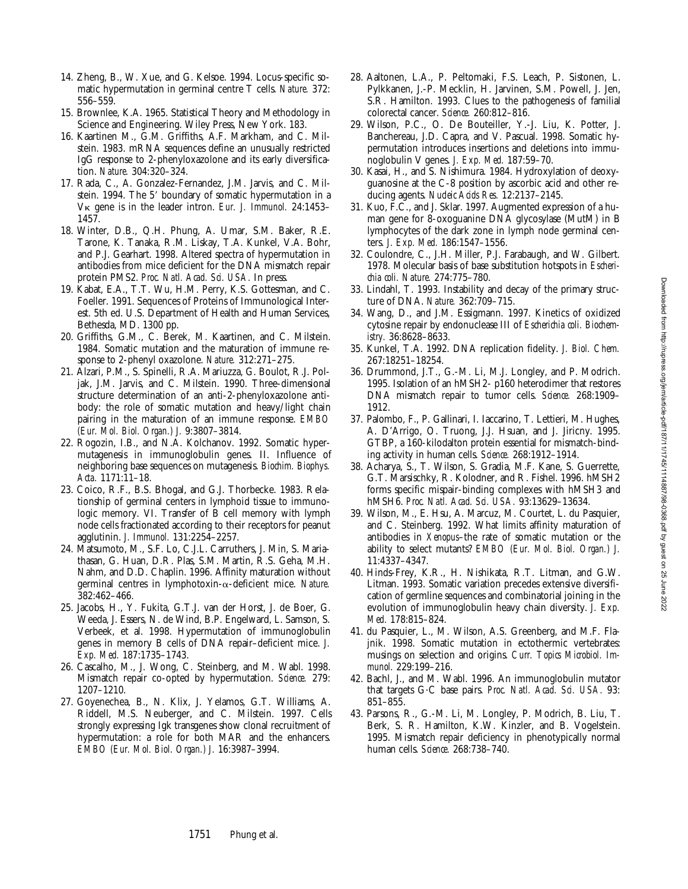14. Zheng, B., W. Xue, and G. Kelsoe. 1994. Locus-specific somatic hypermutation in germinal centre T cells. *Nature.* 372: 556–559.
15. Brownlee, K.A. 1965. Statistical Theory and Methodology in Science and Engineering. Wiley Press, New York. 183.
16. Kaartinen M., G.M. Griffiths, A.F. Markham, and C. Milstein. 1983. mRNA sequences define an unusually restricted IgG response to 2-phenyloxazolone and its early diversification. *Nature.* 304:320–324.
17. Rada, C., A. Gonzalez-Fernandez, J.M. Jarvis, and C. Milstein. 1994. The 5′ boundary of somatic hypermutation in a Vκ gene is in the leader intron. *Eur. J. Immunol.* 24:1453–1457.
18. Winter, D.B., Q.H. Phung, A. Umar, S.M. Baker, R.E. Tarone, K. Tanaka, R.M. Liskay, T.A. Kunkel, V.A. Bohr, and P.J. Gearhart. 1998. Altered spectra of hypermutation in antibodies from mice deficient for the DNA mismatch repair protein PMS2. *Proc. Natl. Acad. Sci. USA.* In press.
19. Kabat, E.A., T.T. Wu, H.M. Perry, K.S. Gottesman, and C. Foeller. 1991. Sequences of Proteins of Immunological Interest. 5th ed. U.S. Department of Health and Human Services, Bethesda, MD. 1300 pp.
20. Griffiths, G.M., C. Berek, M. Kaartinen, and C. Milstein. 1984. Somatic mutation and the maturation of immune response to 2-phenyl oxazolone. *Nature.* 312:271–275.
21. Alzari, P.M., S. Spinelli, R.A. Mariuzza, G. Boulot, R.J. Poljak, J.M. Jarvis, and C. Milstein. 1990. Three-dimensional structure determination of an anti-2-phenyloxazolone antibody: the role of somatic mutation and heavy/light chain pairing in the maturation of an immune response. *EMBO (Eur. Mol. Biol. Organ.) J.* 9:3807–3814.
22. Rogozin, I.B., and N.A. Kolchanov. 1992. Somatic hypermutagenesis in immunoglobulin genes. II. Influence of neighboring base sequences on mutagenesis. *Biochim. Biophys. Acta.* 1171:11–18.
23. Coico, R.F., B.S. Bhogal, and G.J. Thorbecke. 1983. Relationship of germinal centers in lymphoid tissue to immunologic memory. VI. Transfer of B cell memory with lymph node cells fractionated according to their receptors for peanut agglutinin. *J. Immunol.* 131:2254–2257.
24. Matsumoto, M., S.F. Lo, C.J.L. Carruthers, J. Min, S. Mariathasan, G. Huan, D.R. Plas, S.M. Martin, R.S. Geha, M.H. Nahm, and D.D. Chaplin. 1996. Affinity maturation without germinal centres in lymphotoxin-α-deficient mice. *Nature.* 382:462–466.
25. Jacobs, H., Y. Fukita, G.T.J. van der Horst, J. de Boer, G. Weeda, J. Essers, N. de Wind, B.P. Engelward, L. Samson, S. Verbeek, et al. 1998. Hypermutation of immunoglobulin genes in memory B cells of DNA repair–deficient mice. *J. Exp. Med.* 187:1735–1743.
26. Cascalho, M., J. Wong, C. Steinberg, and M. Wabl. 1998. Mismatch repair co-opted by hypermutation. *Science.* 279: 1207–1210.
27. Goyenechea, B., N. Klix, J. Yelamos, G.T. Williams, A. Riddell, M.S. Neuberger, and C. Milstein. 1997. Cells strongly expressing Igκ transgenes show clonal recruitment of hypermutation: a role for both MAR and the enhancers. *EMBO (Eur. Mol. Biol. Organ.) J.* 16:3987–3994.
28. Aaltonen, L.A., P. Peltomaki, F.S. Leach, P. Sistonen, L. Pylkkanen, J.-P. Mecklin, H. Jarvinen, S.M. Powell, J. Jen, S.R. Hamilton. 1993. Clues to the pathogenesis of familial colorectal cancer. *Science.* 260:812–816.
29. Wilson, P.C., O. De Bouteiller, Y.-J. Liu, K. Potter, J. Banchereau, J.D. Capra, and V. Pascual. 1998. Somatic hypermutation introduces insertions and deletions into immunoglobulin V genes. *J. Exp. Med.* 187:59–70.
30. Kasai, H., and S. Nishimura. 1984. Hydroxylation of deoxyguanosine at the C-8 position by ascorbic acid and other reducing agents. *Nucleic Acids Res.* 12:2137–2145.
31. Kuo, F.C., and J. Sklar. 1997. Augmented expression of a human gene for 8-oxoguanine DNA glycosylase (MutM) in B lymphocytes of the dark zone in lymph node germinal centers. *J. Exp. Med.* 186:1547–1556.
32. Coulondre, C., J.H. Miller, P.J. Farabaugh, and W. Gilbert. 1978. Molecular basis of base substitution hotspots in *Escherichia coli*. *Nature.* 274:775–780.
33. Lindahl, T. 1993. Instability and decay of the primary structure of DNA. *Nature.* 362:709–715.
34. Wang, D., and J.M. Essigmann. 1997. Kinetics of oxidized cytosine repair by endonuclease III of *Escherichia coli*. *Biochemistry.* 36:8628–8633.
35. Kunkel, T.A. 1992. DNA replication fidelity. *J. Biol. Chem.* 267:18251–18254.
36. Drummond, J.T., G.-M. Li, M.J. Longley, and P. Modrich. 1995. Isolation of an hMSH2- p160 heterodimer that restores DNA mismatch repair to tumor cells. *Science.* 268:1909–1912.
37. Palombo, F., P. Gallinari, I. Iaccarino, T. Lettieri, M. Hughes, A. D'Arrigo, O. Truong, J.J. Hsuan, and J. Jiricny. 1995. GTBP, a 160-kilodalton protein essential for mismatch-binding activity in human cells. *Science.* 268:1912–1914.
38. Acharya, S., T. Wilson, S. Gradia, M.F. Kane, S. Guerrette, G.T. Marsischky, R. Kolodner, and R. Fishel. 1996. hMSH2 forms specific mispair-binding complexes with hMSH3 and hMSH6. *Proc. Natl. Acad. Sci. USA.* 93:13629–13634.
39. Wilson, M., E. Hsu, A. Marcuz, M. Courtet, L. du Pasquier, and C. Steinberg. 1992. What limits affinity maturation of antibodies in *Xenopus*–the rate of somatic mutation or the ability to select mutants? *EMBO (Eur. Mol. Biol. Organ.) J.* 11:4337–4347.
40. Hinds-Frey, K.R., H. Nishikata, R.T. Litman, and G.W. Litman. 1993. Somatic variation precedes extensive diversification of germline sequences and combinatorial joining in the evolution of immunoglobulin heavy chain diversity. *J. Exp. Med.* 178:815–824.
41. du Pasquier, L., M. Wilson, A.S. Greenberg, and M.F. Flajnik. 1998. Somatic mutation in ectothermic vertebrates: musings on selection and origins. *Curr. Topics Microbiol. Immunol.* 229:199–216.
42. Bachl, J., and M. Wabl. 1996. An immunoglobulin mutator that targets G·C base pairs. *Proc. Natl. Acad. Sci. USA.* 93: 851–855.
43. Parsons, R., G.-M. Li, M. Longley, P. Modrich, B. Liu, T. Berk, S. R. Hamilton, K.W. Kinzler, and B. Vogelstein. 1995. Mismatch repair deficiency in phenotypically normal human cells. *Science.* 268:738–740.